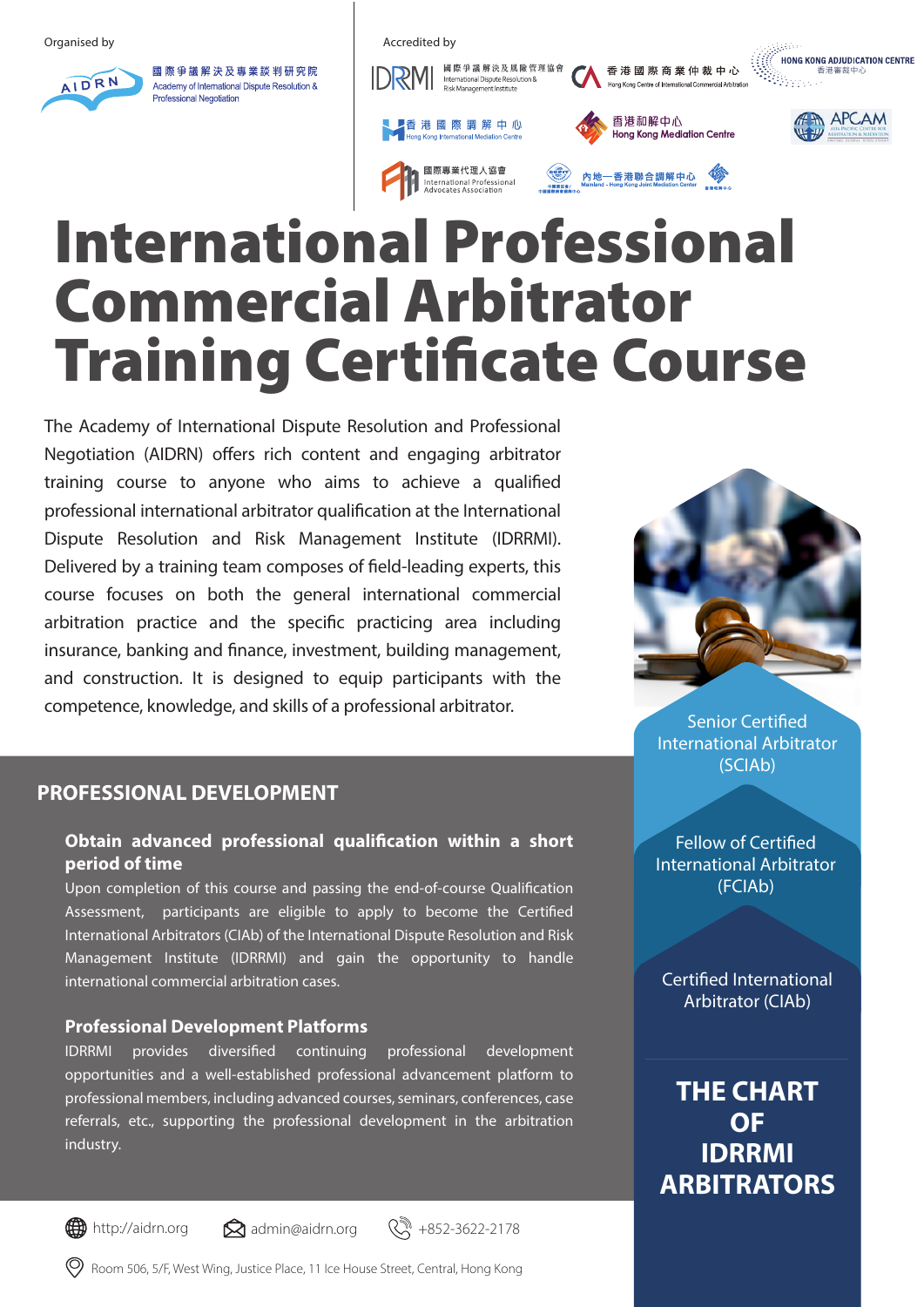Organised by

國際爭議解決及專業談判研究院
Academy of International Dispute Resolution & Professional Negotiation

Accredited by

國際爭議解決及風險管理協會 International Dispute Resolution & Risk Management Institute

香港國際商業仲裁中心 Hong Kong Centre of International Commercial Arbitration

HONG KONG ADJUDICATION CENTRE 香港審裁中心

香港國際調解中心 Hong Kong International Mediation Centre

香港和解中心 Hong Kong Mediation Centre

APCAM Asia Pacific Centre for Arbitration & Mediation

國際專業代理人協會 International Professional Advocates Association

內地—香港聯合調解中心 Mainland - Hong Kong Joint Mediation Center

# International Professional Commercial Arbitrator Training Certificate Course

The Academy of International Dispute Resolution and Professional Negotiation (AIDRN) offers rich content and engaging arbitrator training course to anyone who aims to achieve a qualified professional international arbitrator qualification at the International Dispute Resolution and Risk Management Institute (IDRRMI). Delivered by a training team composes of field-leading experts, this course focuses on both the general international commercial arbitration practice and the specific practicing area including insurance, banking and finance, investment, building management, and construction. It is designed to equip participants with the competence, knowledge, and skills of a professional arbitrator.

## PROFESSIONAL DEVELOPMENT

### Obtain advanced professional qualification within a short period of time

Upon completion of this course and passing the end-of-course Qualification Assessment, participants are eligible to apply to become the Certified International Arbitrators (CIAb) of the International Dispute Resolution and Risk Management Institute (IDRRMI) and gain the opportunity to handle international commercial arbitration cases.

### Professional Development Platforms

IDRRMI provides diversified continuing professional development opportunities and a well-established professional advancement platform to professional members, including advanced courses, seminars, conferences, case referrals, etc., supporting the professional development in the arbitration industry.

Senior Certified International Arbitrator (SCIAb)

Fellow of Certified International Arbitrator (FCIAb)

Certified International Arbitrator (CIAb)

**THE CHART OF IDRRMI ARBITRATORS**

http://aidrn.org  admin@aidrn.org  +852-3622-2178

Room 506, 5/F, West Wing, Justice Place, 11 Ice House Street, Central, Hong Kong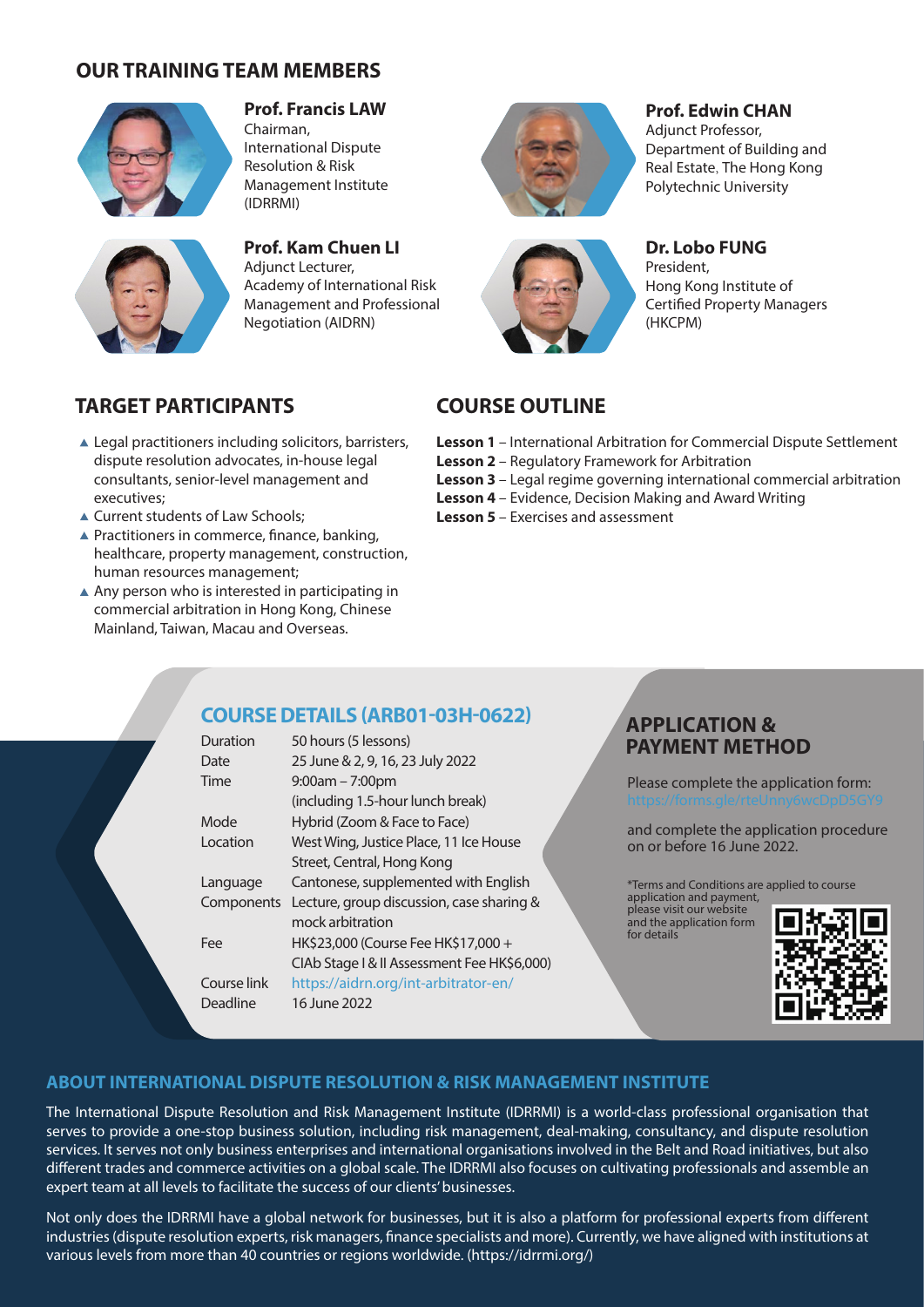## OUR TRAINING TEAM MEMBERS

**Prof. Francis LAW**
Chairman,
International Dispute Resolution & Risk Management Institute (IDRRMI)

**Prof. Edwin CHAN**
Adjunct Professor,
Department of Building and Real Estate, The Hong Kong Polytechnic University

**Prof. Kam Chuen LI**
Adjunct Lecturer,
Academy of International Risk Management and Professional Negotiation (AIDRN)

**Dr. Lobo FUNG**
President,
Hong Kong Institute of Certified Property Managers (HKCPM)

## TARGET PARTICIPANTS

- Legal practitioners including solicitors, barristers, dispute resolution advocates, in-house legal consultants, senior-level management and executives;
- Current students of Law Schools;
- Practitioners in commerce, finance, banking, healthcare, property management, construction, human resources management;
- Any person who is interested in participating in commercial arbitration in Hong Kong, Chinese Mainland, Taiwan, Macau and Overseas.

## COURSE OUTLINE

**Lesson 1** – International Arbitration for Commercial Dispute Settlement
**Lesson 2** – Regulatory Framework for Arbitration
**Lesson 3** – Legal regime governing international commercial arbitration
**Lesson 4** – Evidence, Decision Making and Award Writing
**Lesson 5** – Exercises and assessment

## COURSE DETAILS (ARB01-03H-0622)

| | |
|---|---|
| Duration | 50 hours (5 lessons) |
| Date | 25 June & 2, 9, 16, 23 July 2022 |
| Time | 9:00am – 7:00pm (including 1.5-hour lunch break) |
| Mode | Hybrid (Zoom & Face to Face) |
| Location | West Wing, Justice Place, 11 Ice House Street, Central, Hong Kong |
| Language | Cantonese, supplemented with English |
| Components | Lecture, group discussion, case sharing & mock arbitration |
| Fee | HK$23,000 (Course Fee HK$17,000 + CIAb Stage I & II Assessment Fee HK$6,000) |
| Course link | https://aidrn.org/int-arbitrator-en/ |
| Deadline | 16 June 2022 |

## APPLICATION & PAYMENT METHOD

Please complete the application form:
https://forms.gle/rteUnny6wcDpD5GY9

and complete the application procedure on or before 16 June 2022.

*Terms and Conditions are applied to course application and payment, please visit our website and the application form for details

## ABOUT INTERNATIONAL DISPUTE RESOLUTION & RISK MANAGEMENT INSTITUTE

The International Dispute Resolution and Risk Management Institute (IDRRMI) is a world-class professional organisation that serves to provide a one-stop business solution, including risk management, deal-making, consultancy, and dispute resolution services. It serves not only business enterprises and international organisations involved in the Belt and Road initiatives, but also different trades and commerce activities on a global scale. The IDRRMI also focuses on cultivating professionals and assemble an expert team at all levels to facilitate the success of our clients' businesses.

Not only does the IDRRMI have a global network for businesses, but it is also a platform for professional experts from different industries (dispute resolution experts, risk managers, finance specialists and more). Currently, we have aligned with institutions at various levels from more than 40 countries or regions worldwide. (https://idrrmi.org/)